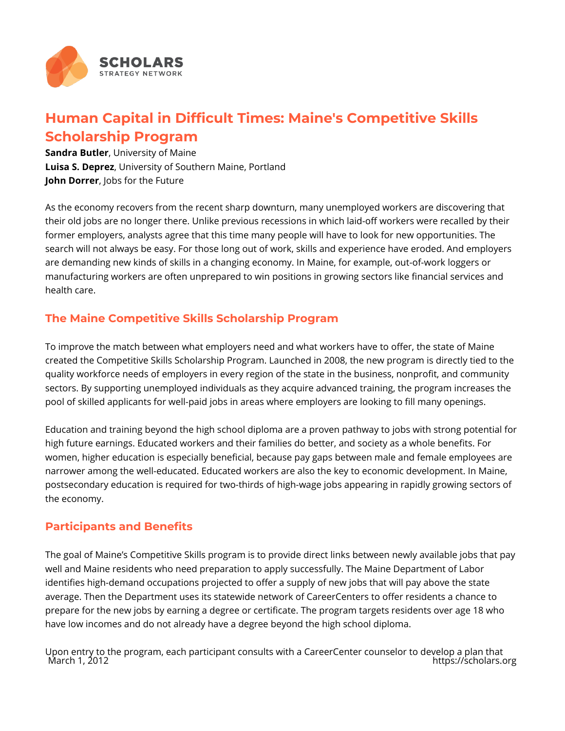# Human Capital in Difficult Times: Maine's Competitive Skills Scholarship Program

**Sandra Butler**, University of Maine
**Luisa S. Deprez**, University of Southern Maine, Portland
**John Dorrer**, Jobs for the Future

As the economy recovers from the recent sharp downturn, many unemployed workers are discovering that their old jobs are no longer there. Unlike previous recessions in which laid-off workers were recalled by their former employers, analysts agree that this time many people will have to look for new opportunities. The search will not always be easy. For those long out of work, skills and experience have eroded. And employers are demanding new kinds of skills in a changing economy. In Maine, for example, out-of-work loggers or manufacturing workers are often unprepared to win positions in growing sectors like financial services and health care.

## The Maine Competitive Skills Scholarship Program

To improve the match between what employers need and what workers have to offer, the state of Maine created the Competitive Skills Scholarship Program. Launched in 2008, the new program is directly tied to the quality workforce needs of employers in every region of the state in the business, nonprofit, and community sectors. By supporting unemployed individuals as they acquire advanced training, the program increases the pool of skilled applicants for well-paid jobs in areas where employers are looking to fill many openings.

Education and training beyond the high school diploma are a proven pathway to jobs with strong potential for high future earnings. Educated workers and their families do better, and society as a whole benefits. For women, higher education is especially beneficial, because pay gaps between male and female employees are narrower among the well-educated. Educated workers are also the key to economic development. In Maine, postsecondary education is required for two-thirds of high-wage jobs appearing in rapidly growing sectors of the economy.

## Participants and Benefits

The goal of Maine's Competitive Skills program is to provide direct links between newly available jobs that pay well and Maine residents who need preparation to apply successfully. The Maine Department of Labor identifies high-demand occupations projected to offer a supply of new jobs that will pay above the state average. Then the Department uses its statewide network of CareerCenters to offer residents a chance to prepare for the new jobs by earning a degree or certificate. The program targets residents over age 18 who have low incomes and do not already have a degree beyond the high school diploma.

Upon entry to the program, each participant consults with a CareerCenter counselor to develop a plan that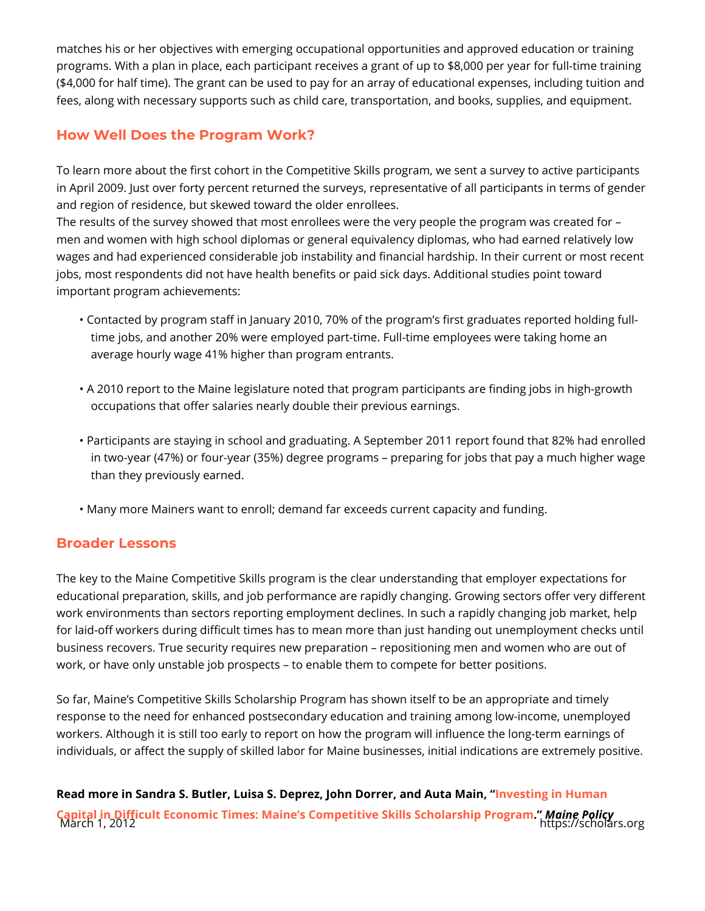matches his or her objectives with emerging occupational opportunities and approved education or training programs. With a plan in place, each participant receives a grant of up to $8,000 per year for full-time training ($4,000 for half time). The grant can be used to pay for an array of educational expenses, including tuition and fees, along with necessary supports such as child care, transportation, and books, supplies, and equipment.

## How Well Does the Program Work?

To learn more about the first cohort in the Competitive Skills program, we sent a survey to active participants in April 2009. Just over forty percent returned the surveys, representative of all participants in terms of gender and region of residence, but skewed toward the older enrollees.
The results of the survey showed that most enrollees were the very people the program was created for – men and women with high school diplomas or general equivalency diplomas, who had earned relatively low wages and had experienced considerable job instability and financial hardship. In their current or most recent jobs, most respondents did not have health benefits or paid sick days. Additional studies point toward important program achievements:

- Contacted by program staff in January 2010, 70% of the program's first graduates reported holding full-time jobs, and another 20% were employed part-time. Full-time employees were taking home an average hourly wage 41% higher than program entrants.
- A 2010 report to the Maine legislature noted that program participants are finding jobs in high-growth occupations that offer salaries nearly double their previous earnings.
- Participants are staying in school and graduating. A September 2011 report found that 82% had enrolled in two-year (47%) or four-year (35%) degree programs – preparing for jobs that pay a much higher wage than they previously earned.
- Many more Mainers want to enroll; demand far exceeds current capacity and funding.

## Broader Lessons

The key to the Maine Competitive Skills program is the clear understanding that employer expectations for educational preparation, skills, and job performance are rapidly changing. Growing sectors offer very different work environments than sectors reporting employment declines. In such a rapidly changing job market, help for laid-off workers during difficult times has to mean more than just handing out unemployment checks until business recovers. True security requires new preparation – repositioning men and women who are out of work, or have only unstable job prospects – to enable them to compete for better positions.

So far, Maine's Competitive Skills Scholarship Program has shown itself to be an appropriate and timely response to the need for enhanced postsecondary education and training among low-income, unemployed workers. Although it is still too early to report on how the program will influence the long-term earnings of individuals, or affect the supply of skilled labor for Maine businesses, initial indications are extremely positive.

**Read more in Sandra S. Butler, Luisa S. Deprez, John Dorrer, and Auta Main, "Investing in Human Capital in Difficult Economic Times: Maine's Competitive Skills Scholarship Program."** ***Maine Policy***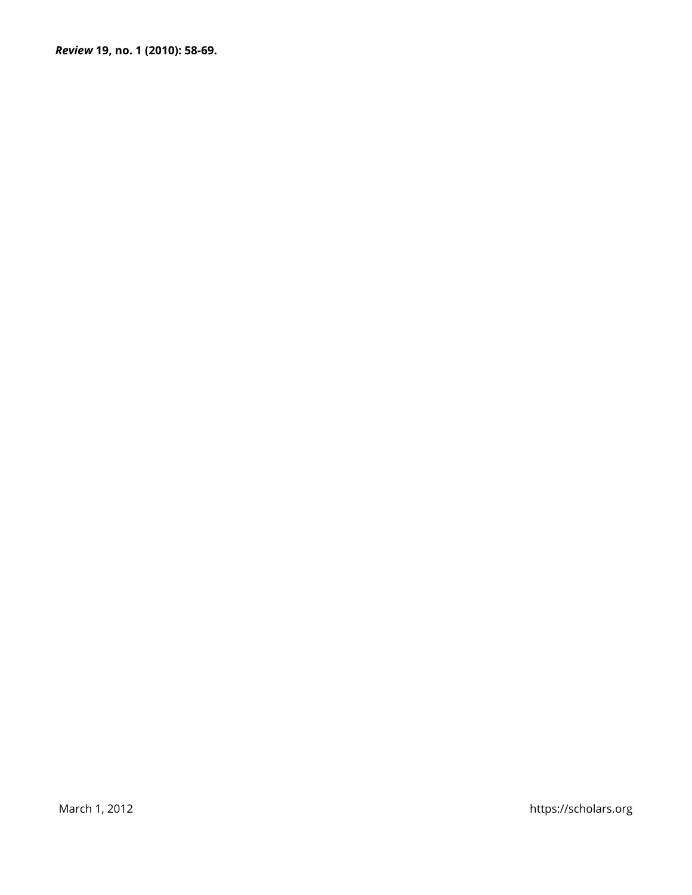***Review* 19, no. 1 (2010): 58-69.**